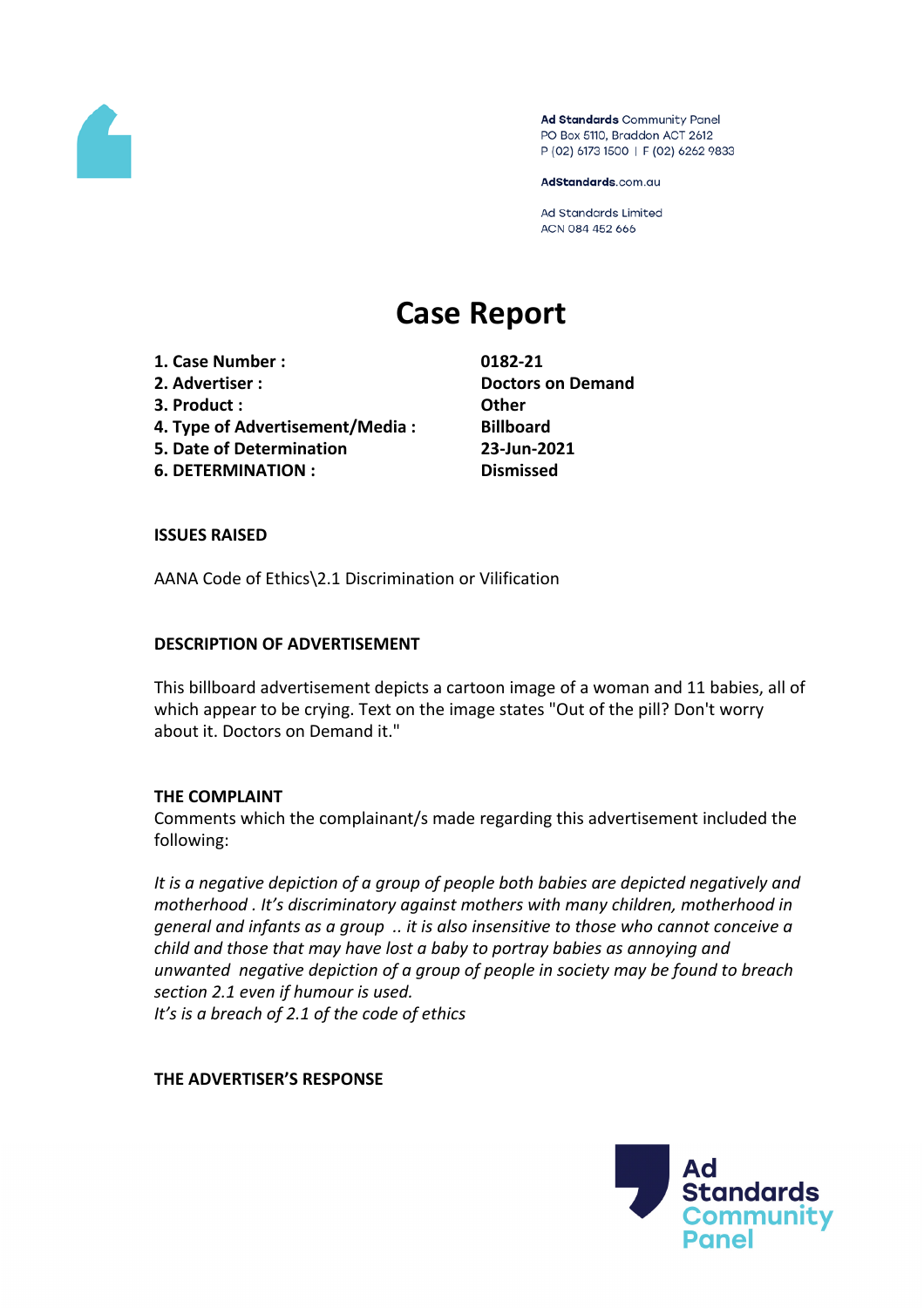Ad Standards Community Panel
PO Box 5110, Braddon ACT 2612
P (02) 6173 1500 | F (02) 6262 9833

AdStandards.com.au

Ad Standards Limited
ACN 084 452 666

# Case Report

| | |
|---|---|
| **1. Case Number :** | **0182-21** |
| **2. Advertiser :** | **Doctors on Demand** |
| **3. Product :** | **Other** |
| **4. Type of Advertisement/Media :** | **Billboard** |
| **5. Date of Determination** | **23-Jun-2021** |
| **6. DETERMINATION :** | **Dismissed** |

**ISSUES RAISED**

AANA Code of Ethics\2.1 Discrimination or Vilification

**DESCRIPTION OF ADVERTISEMENT**

This billboard advertisement depicts a cartoon image of a woman and 11 babies, all of which appear to be crying. Text on the image states "Out of the pill? Don't worry about it. Doctors on Demand it."

**THE COMPLAINT**

Comments which the complainant/s made regarding this advertisement included the following:

*It is a negative depiction of a group of people both babies are depicted negatively and motherhood . It's discriminatory against mothers with many children, motherhood in general and infants as a group .. it is also insensitive to those who cannot conceive a child and those that may have lost a baby to portray babies as annoying and unwanted negative depiction of a group of people in society may be found to breach section 2.1 even if humour is used.*
*It's is a breach of 2.1 of the code of ethics*

**THE ADVERTISER'S RESPONSE**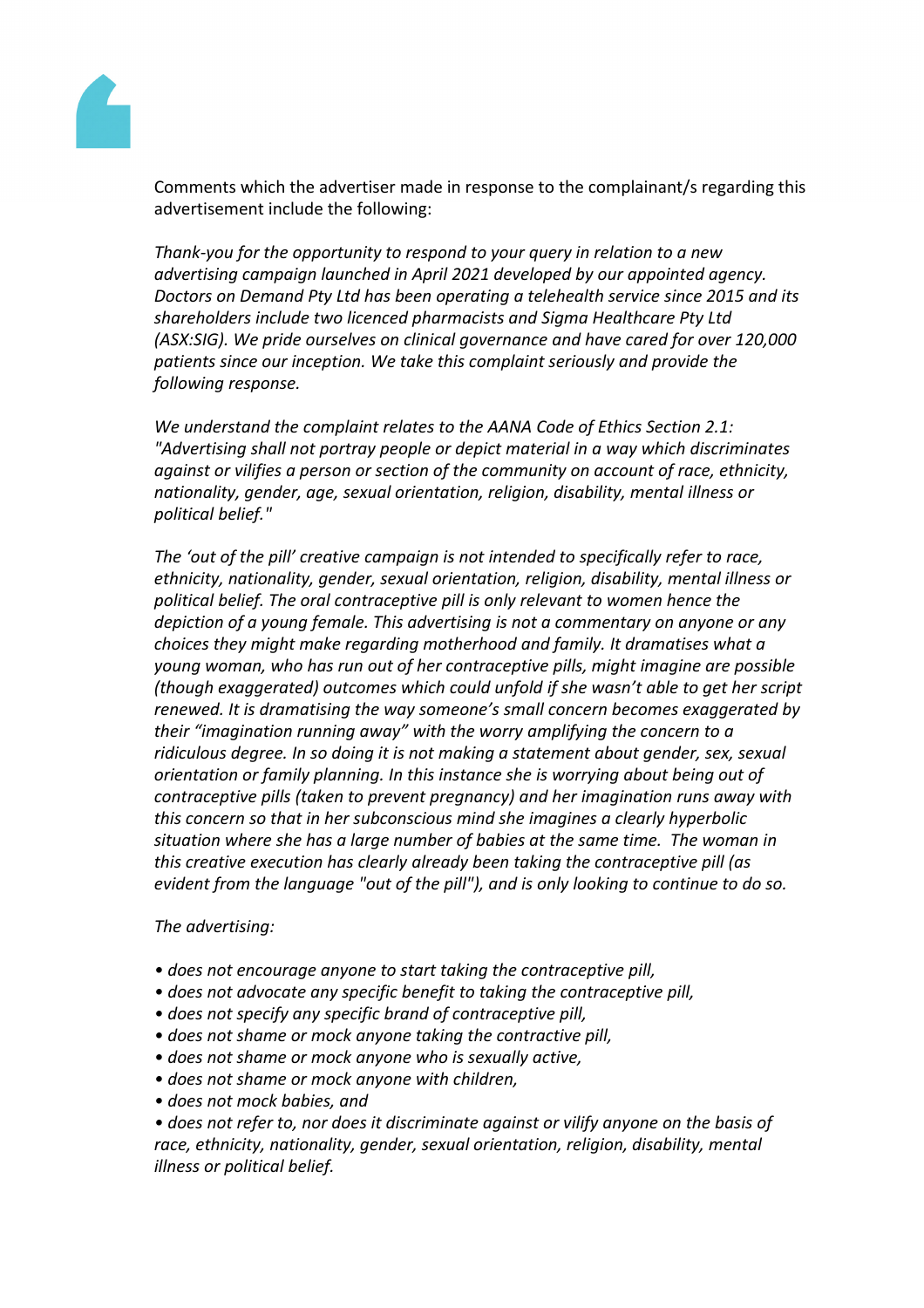Comments which the advertiser made in response to the complainant/s regarding this advertisement include the following:

*Thank-you for the opportunity to respond to your query in relation to a new advertising campaign launched in April 2021 developed by our appointed agency. Doctors on Demand Pty Ltd has been operating a telehealth service since 2015 and its shareholders include two licenced pharmacists and Sigma Healthcare Pty Ltd (ASX:SIG). We pride ourselves on clinical governance and have cared for over 120,000 patients since our inception. We take this complaint seriously and provide the following response.*

*We understand the complaint relates to the AANA Code of Ethics Section 2.1: "Advertising shall not portray people or depict material in a way which discriminates against or vilifies a person or section of the community on account of race, ethnicity, nationality, gender, age, sexual orientation, religion, disability, mental illness or political belief."*

*The 'out of the pill' creative campaign is not intended to specifically refer to race, ethnicity, nationality, gender, sexual orientation, religion, disability, mental illness or political belief. The oral contraceptive pill is only relevant to women hence the depiction of a young female. This advertising is not a commentary on anyone or any choices they might make regarding motherhood and family. It dramatises what a young woman, who has run out of her contraceptive pills, might imagine are possible (though exaggerated) outcomes which could unfold if she wasn't able to get her script renewed. It is dramatising the way someone's small concern becomes exaggerated by their "imagination running away" with the worry amplifying the concern to a ridiculous degree. In so doing it is not making a statement about gender, sex, sexual orientation or family planning. In this instance she is worrying about being out of contraceptive pills (taken to prevent pregnancy) and her imagination runs away with this concern so that in her subconscious mind she imagines a clearly hyperbolic situation where she has a large number of babies at the same time. The woman in this creative execution has clearly already been taking the contraceptive pill (as evident from the language "out of the pill"), and is only looking to continue to do so.*

*The advertising:*

- *does not encourage anyone to start taking the contraceptive pill,*
- *does not advocate any specific benefit to taking the contraceptive pill,*
- *does not specify any specific brand of contraceptive pill,*
- *does not shame or mock anyone taking the contractive pill,*
- *does not shame or mock anyone who is sexually active,*
- *does not shame or mock anyone with children,*
- *does not mock babies, and*
- *does not refer to, nor does it discriminate against or vilify anyone on the basis of race, ethnicity, nationality, gender, sexual orientation, religion, disability, mental illness or political belief.*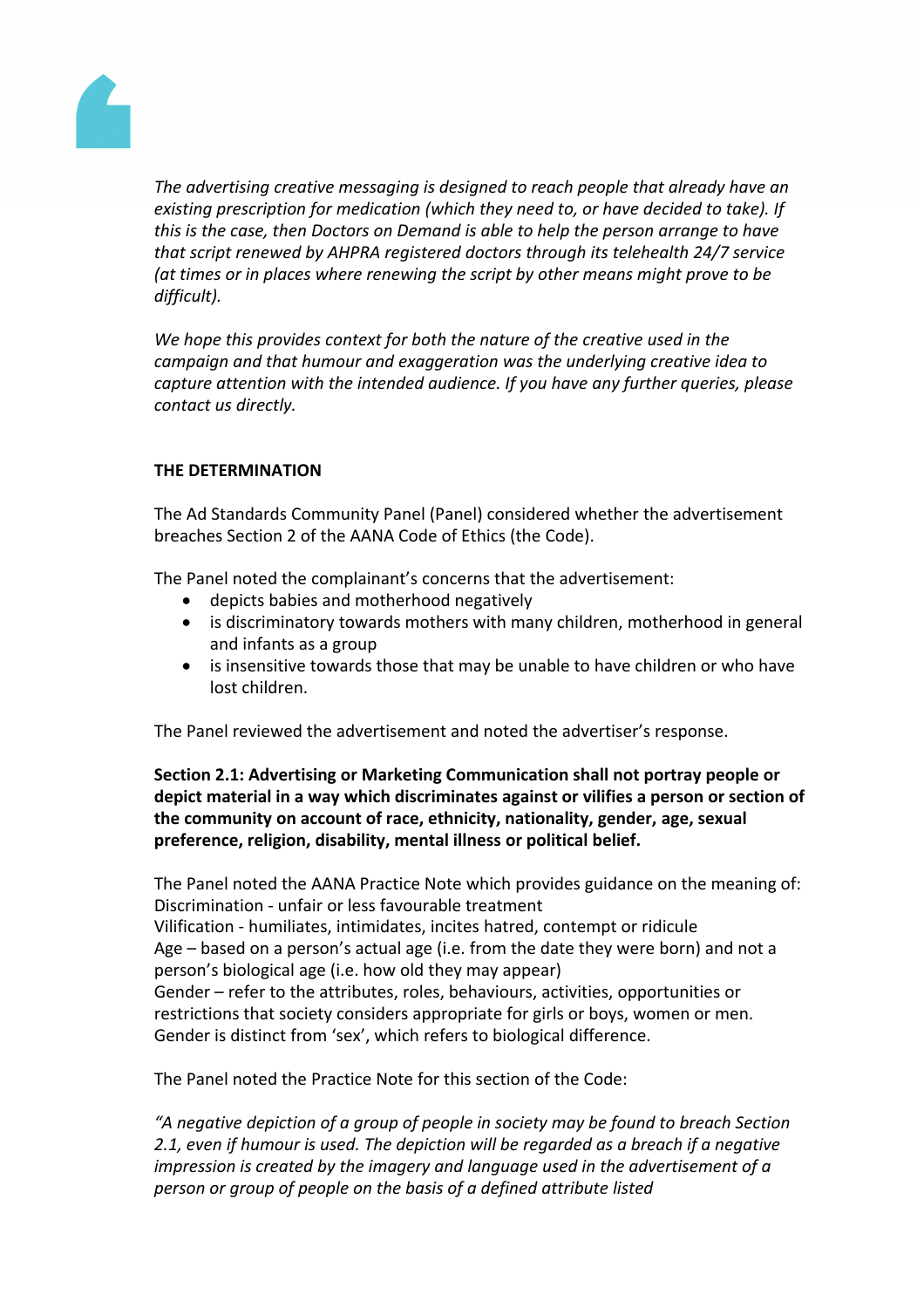*The advertising creative messaging is designed to reach people that already have an existing prescription for medication (which they need to, or have decided to take). If this is the case, then Doctors on Demand is able to help the person arrange to have that script renewed by AHPRA registered doctors through its telehealth 24/7 service (at times or in places where renewing the script by other means might prove to be difficult).*

*We hope this provides context for both the nature of the creative used in the campaign and that humour and exaggeration was the underlying creative idea to capture attention with the intended audience. If you have any further queries, please contact us directly.*

**THE DETERMINATION**

The Ad Standards Community Panel (Panel) considered whether the advertisement breaches Section 2 of the AANA Code of Ethics (the Code).

The Panel noted the complainant's concerns that the advertisement:

- depicts babies and motherhood negatively
- is discriminatory towards mothers with many children, motherhood in general and infants as a group
- is insensitive towards those that may be unable to have children or who have lost children.

The Panel reviewed the advertisement and noted the advertiser's response.

**Section 2.1: Advertising or Marketing Communication shall not portray people or depict material in a way which discriminates against or vilifies a person or section of the community on account of race, ethnicity, nationality, gender, age, sexual preference, religion, disability, mental illness or political belief.**

The Panel noted the AANA Practice Note which provides guidance on the meaning of:
Discrimination - unfair or less favourable treatment
Vilification - humiliates, intimidates, incites hatred, contempt or ridicule
Age – based on a person's actual age (i.e. from the date they were born) and not a person's biological age (i.e. how old they may appear)
Gender – refer to the attributes, roles, behaviours, activities, opportunities or restrictions that society considers appropriate for girls or boys, women or men. Gender is distinct from 'sex', which refers to biological difference.

The Panel noted the Practice Note for this section of the Code:

*"A negative depiction of a group of people in society may be found to breach Section 2.1, even if humour is used. The depiction will be regarded as a breach if a negative impression is created by the imagery and language used in the advertisement of a person or group of people on the basis of a defined attribute listed*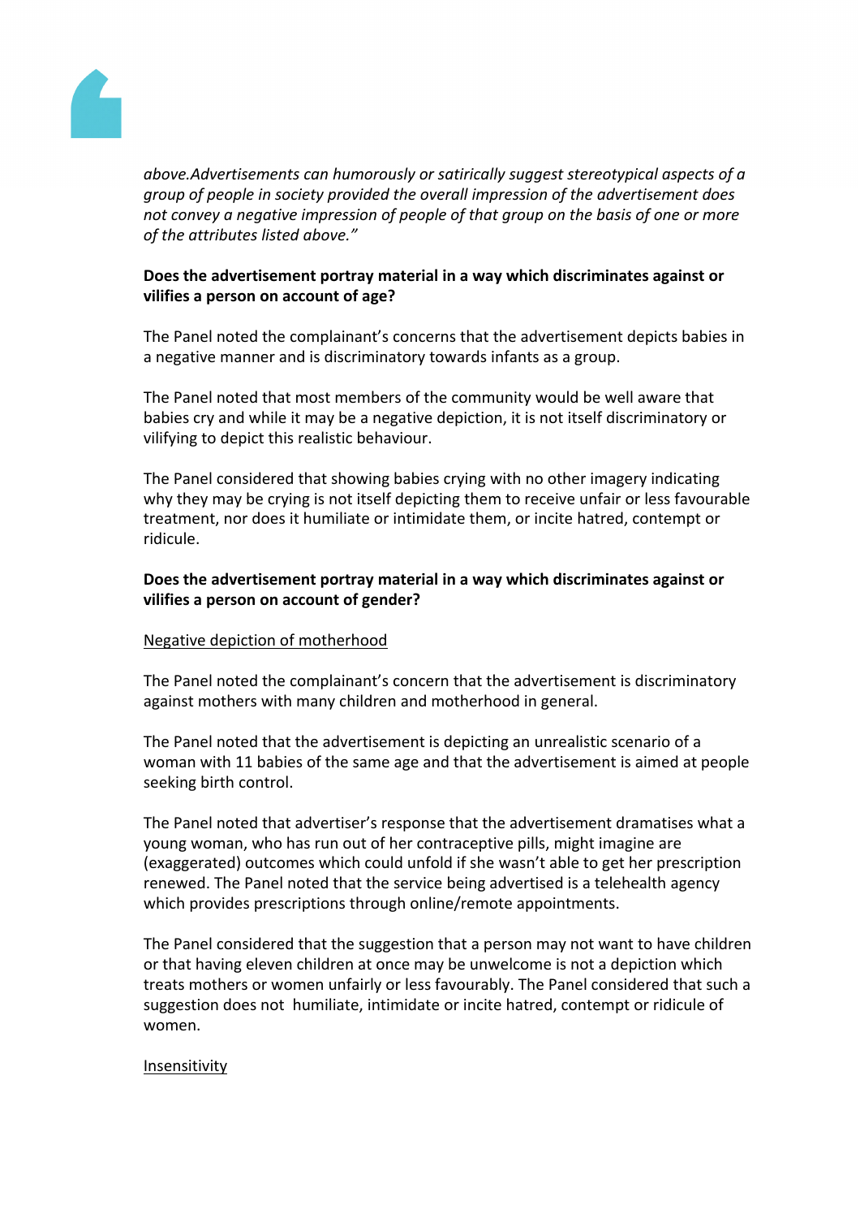*above.Advertisements can humorously or satirically suggest stereotypical aspects of a group of people in society provided the overall impression of the advertisement does not convey a negative impression of people of that group on the basis of one or more of the attributes listed above."*

**Does the advertisement portray material in a way which discriminates against or vilifies a person on account of age?**

The Panel noted the complainant's concerns that the advertisement depicts babies in a negative manner and is discriminatory towards infants as a group.

The Panel noted that most members of the community would be well aware that babies cry and while it may be a negative depiction, it is not itself discriminatory or vilifying to depict this realistic behaviour.

The Panel considered that showing babies crying with no other imagery indicating why they may be crying is not itself depicting them to receive unfair or less favourable treatment, nor does it humiliate or intimidate them, or incite hatred, contempt or ridicule.

**Does the advertisement portray material in a way which discriminates against or vilifies a person on account of gender?**

Negative depiction of motherhood

The Panel noted the complainant's concern that the advertisement is discriminatory against mothers with many children and motherhood in general.

The Panel noted that the advertisement is depicting an unrealistic scenario of a woman with 11 babies of the same age and that the advertisement is aimed at people seeking birth control.

The Panel noted that advertiser's response that the advertisement dramatises what a young woman, who has run out of her contraceptive pills, might imagine are (exaggerated) outcomes which could unfold if she wasn't able to get her prescription renewed. The Panel noted that the service being advertised is a telehealth agency which provides prescriptions through online/remote appointments.

The Panel considered that the suggestion that a person may not want to have children or that having eleven children at once may be unwelcome is not a depiction which treats mothers or women unfairly or less favourably. The Panel considered that such a suggestion does not humiliate, intimidate or incite hatred, contempt or ridicule of women.

Insensitivity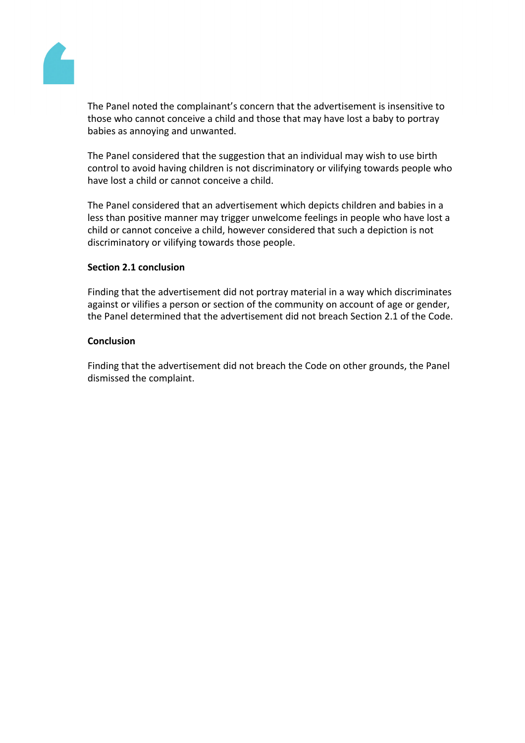The Panel noted the complainant's concern that the advertisement is insensitive to those who cannot conceive a child and those that may have lost a baby to portray babies as annoying and unwanted.

The Panel considered that the suggestion that an individual may wish to use birth control to avoid having children is not discriminatory or vilifying towards people who have lost a child or cannot conceive a child.

The Panel considered that an advertisement which depicts children and babies in a less than positive manner may trigger unwelcome feelings in people who have lost a child or cannot conceive a child, however considered that such a depiction is not discriminatory or vilifying towards those people.

**Section 2.1 conclusion**

Finding that the advertisement did not portray material in a way which discriminates against or vilifies a person or section of the community on account of age or gender, the Panel determined that the advertisement did not breach Section 2.1 of the Code.

**Conclusion**

Finding that the advertisement did not breach the Code on other grounds, the Panel dismissed the complaint.